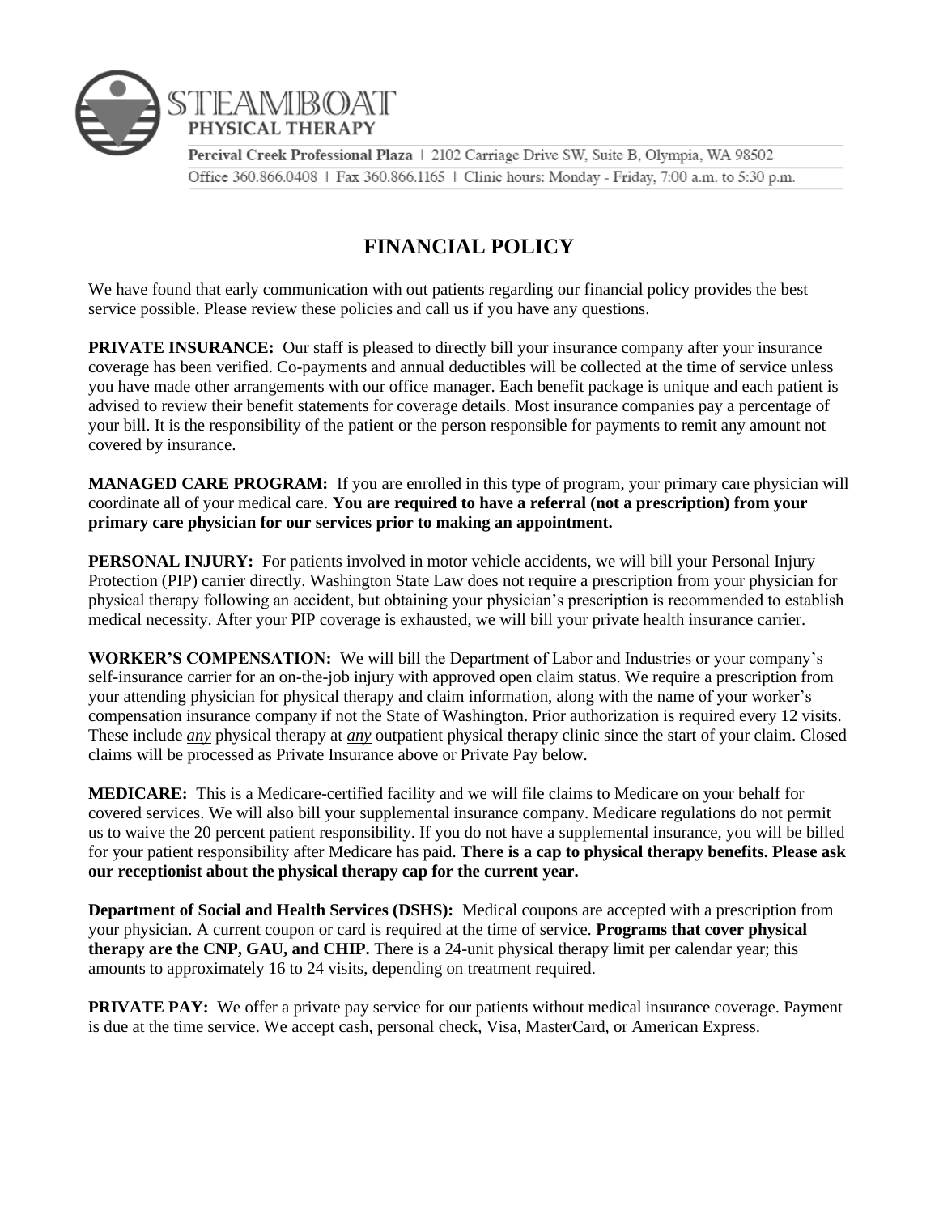STEAMBOAT
PHYSICAL THERAPY

**Percival Creek Professional Plaza** | 2102 Carriage Drive SW, Suite B, Olympia, WA 98502
Office 360.866.0408 | Fax 360.866.1165 | Clinic hours: Monday - Friday, 7:00 a.m. to 5:30 p.m.

# FINANCIAL POLICY

We have found that early communication with out patients regarding our financial policy provides the best service possible. Please review these policies and call us if you have any questions.

**PRIVATE INSURANCE:** Our staff is pleased to directly bill your insurance company after your insurance coverage has been verified. Co-payments and annual deductibles will be collected at the time of service unless you have made other arrangements with our office manager. Each benefit package is unique and each patient is advised to review their benefit statements for coverage details. Most insurance companies pay a percentage of your bill. It is the responsibility of the patient or the person responsible for payments to remit any amount not covered by insurance.

**MANAGED CARE PROGRAM:** If you are enrolled in this type of program, your primary care physician will coordinate all of your medical care. **You are required to have a referral (not a prescription) from your primary care physician for our services prior to making an appointment.**

**PERSONAL INJURY:** For patients involved in motor vehicle accidents, we will bill your Personal Injury Protection (PIP) carrier directly. Washington State Law does not require a prescription from your physician for physical therapy following an accident, but obtaining your physician's prescription is recommended to establish medical necessity. After your PIP coverage is exhausted, we will bill your private health insurance carrier.

**WORKER'S COMPENSATION:** We will bill the Department of Labor and Industries or your company's self-insurance carrier for an on-the-job injury with approved open claim status. We require a prescription from your attending physician for physical therapy and claim information, along with the name of your worker's compensation insurance company if not the State of Washington. Prior authorization is required every 12 visits. These include ***any*** physical therapy at ***any*** outpatient physical therapy clinic since the start of your claim. Closed claims will be processed as Private Insurance above or Private Pay below.

**MEDICARE:** This is a Medicare-certified facility and we will file claims to Medicare on your behalf for covered services. We will also bill your supplemental insurance company. Medicare regulations do not permit us to waive the 20 percent patient responsibility. If you do not have a supplemental insurance, you will be billed for your patient responsibility after Medicare has paid. **There is a cap to physical therapy benefits. Please ask our receptionist about the physical therapy cap for the current year.**

**Department of Social and Health Services (DSHS):** Medical coupons are accepted with a prescription from your physician. A current coupon or card is required at the time of service. **Programs that cover physical therapy are the CNP, GAU, and CHIP.** There is a 24-unit physical therapy limit per calendar year; this amounts to approximately 16 to 24 visits, depending on treatment required.

**PRIVATE PAY:** We offer a private pay service for our patients without medical insurance coverage. Payment is due at the time service. We accept cash, personal check, Visa, MasterCard, or American Express.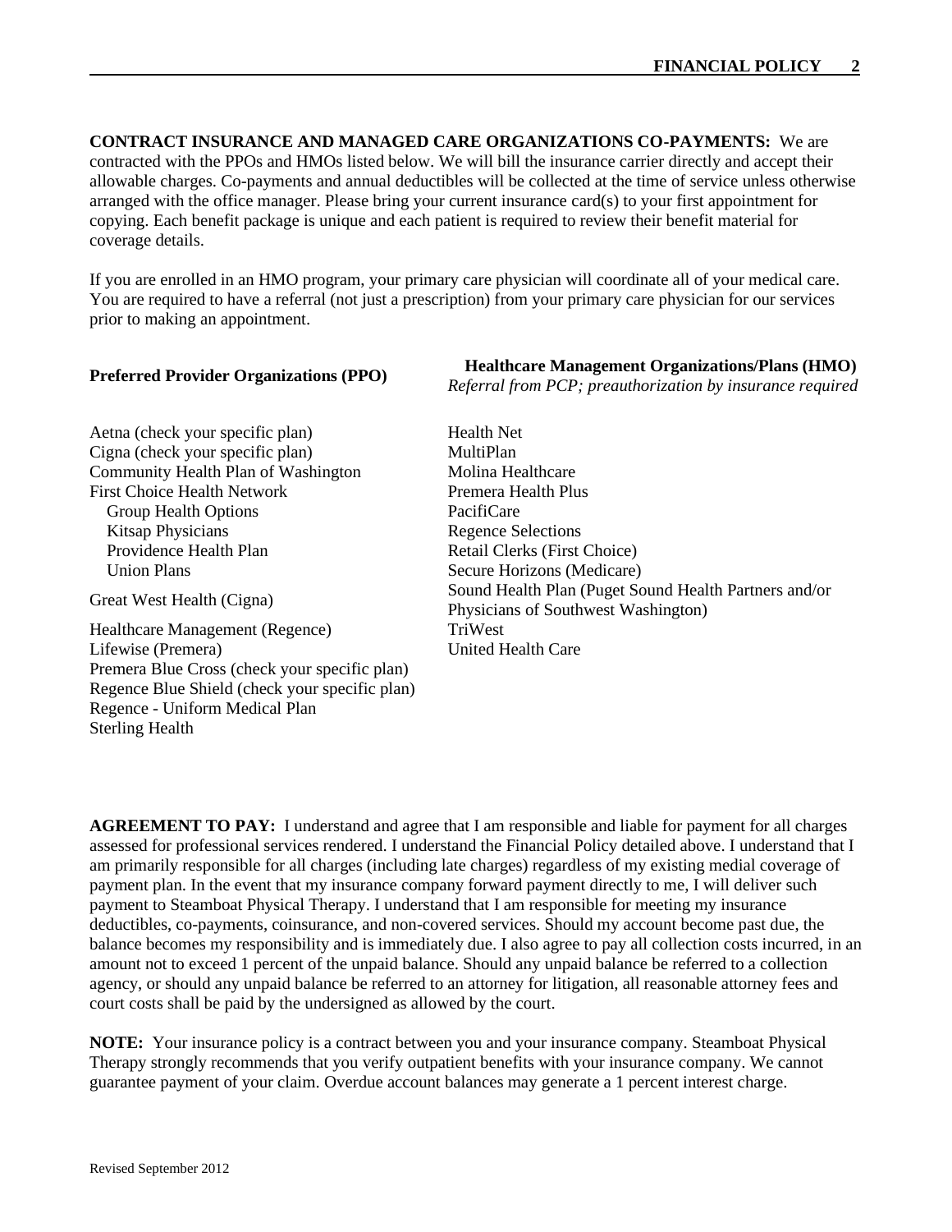**CONTRACT INSURANCE AND MANAGED CARE ORGANIZATIONS CO-PAYMENTS:** We are contracted with the PPOs and HMOs listed below. We will bill the insurance carrier directly and accept their allowable charges. Co-payments and annual deductibles will be collected at the time of service unless otherwise arranged with the office manager. Please bring your current insurance card(s) to your first appointment for copying. Each benefit package is unique and each patient is required to review their benefit material for coverage details.

If you are enrolled in an HMO program, your primary care physician will coordinate all of your medical care. You are required to have a referral (not just a prescription) from your primary care physician for our services prior to making an appointment.

**Preferred Provider Organizations (PPO)**

Aetna (check your specific plan)
Cigna (check your specific plan)
Community Health Plan of Washington
First Choice Health Network
  Group Health Options
  Kitsap Physicians
  Providence Health Plan
  Union Plans
Great West Health (Cigna)
Healthcare Management (Regence)
Lifewise (Premera)
Premera Blue Cross (check your specific plan)
Regence Blue Shield (check your specific plan)
Regence - Uniform Medical Plan
Sterling Health

**Healthcare Management Organizations/Plans (HMO)**
*Referral from PCP; preauthorization by insurance required*

Health Net
MultiPlan
Molina Healthcare
Premera Health Plus
PacifiCare
Regence Selections
Retail Clerks (First Choice)
Secure Horizons (Medicare)
Sound Health Plan (Puget Sound Health Partners and/or Physicians of Southwest Washington)
TriWest
United Health Care

**AGREEMENT TO PAY:** I understand and agree that I am responsible and liable for payment for all charges assessed for professional services rendered. I understand the Financial Policy detailed above. I understand that I am primarily responsible for all charges (including late charges) regardless of my existing medial coverage of payment plan. In the event that my insurance company forward payment directly to me, I will deliver such payment to Steamboat Physical Therapy. I understand that I am responsible for meeting my insurance deductibles, co-payments, coinsurance, and non-covered services. Should my account become past due, the balance becomes my responsibility and is immediately due. I also agree to pay all collection costs incurred, in an amount not to exceed 1 percent of the unpaid balance. Should any unpaid balance be referred to a collection agency, or should any unpaid balance be referred to an attorney for litigation, all reasonable attorney fees and court costs shall be paid by the undersigned as allowed by the court.

**NOTE:** Your insurance policy is a contract between you and your insurance company. Steamboat Physical Therapy strongly recommends that you verify outpatient benefits with your insurance company. We cannot guarantee payment of your claim. Overdue account balances may generate a 1 percent interest charge.

Revised September 2012